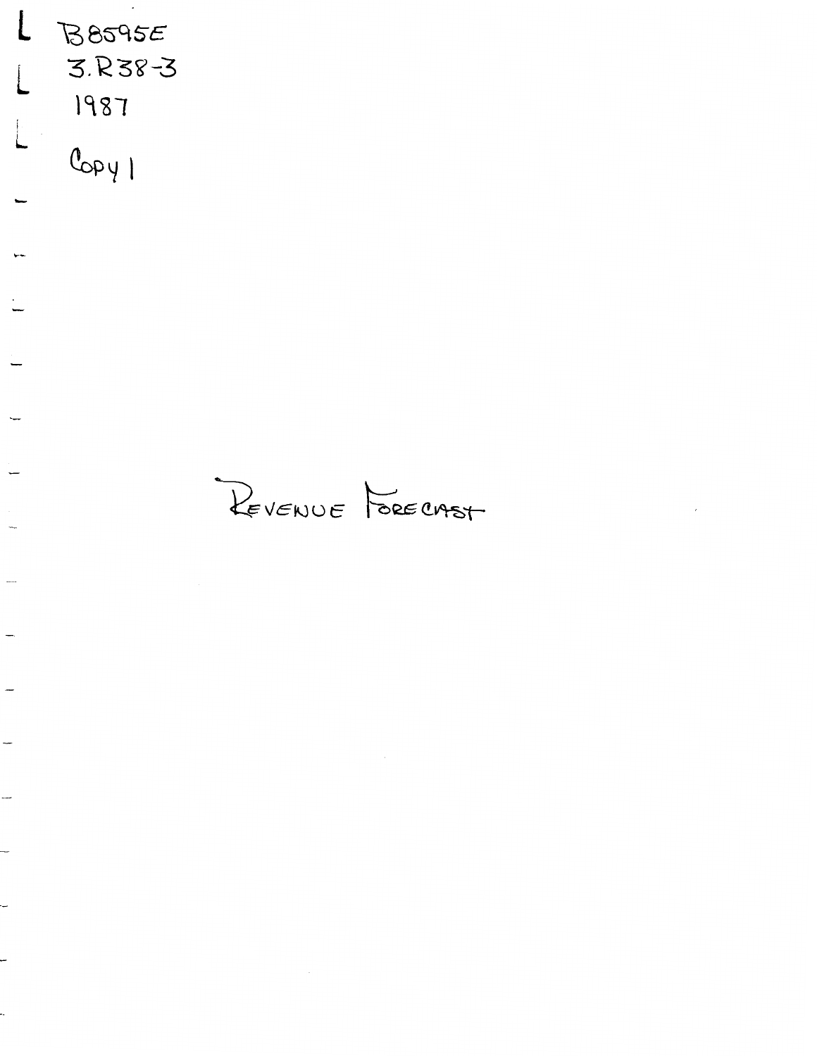B8595E
3.R38-3
1987

Copy 1

# Revenue Forecast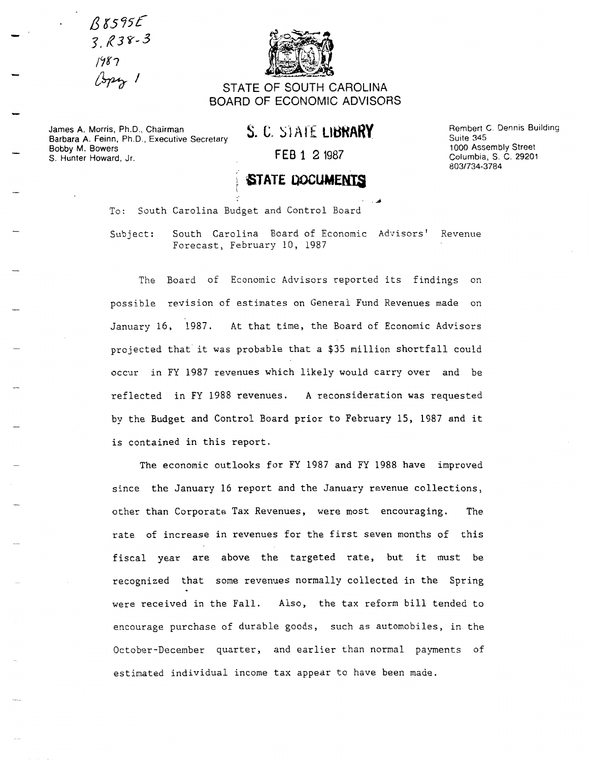B8595E
3.R38-3
1987
Copy 1

STATE OF SOUTH CAROLINA
BOARD OF ECONOMIC ADVISORS

James A. Morris, Ph.D., Chairman
Barbara A. Feinn, Ph.D., Executive Secretary
Bobby M. Bowers
S. Hunter Howard, Jr.

S. C. STATE LIBRARY

FEB 12 1987

STATE DOCUMENTS

Rembert C. Dennis Building
Suite 345
1000 Assembly Street
Columbia, S. C. 29201
803/734-3784

To: South Carolina Budget and Control Board

Subject: South Carolina Board of Economic Advisors' Revenue Forecast, February 10, 1987

The Board of Economic Advisors reported its findings on possible revision of estimates on General Fund Revenues made on January 16, 1987. At that time, the Board of Economic Advisors projected that it was probable that a $35 million shortfall could occur in FY 1987 revenues which likely would carry over and be reflected in FY 1988 revenues. A reconsideration was requested by the Budget and Control Board prior to February 15, 1987 and it is contained in this report.

The economic outlooks for FY 1987 and FY 1988 have improved since the January 16 report and the January revenue collections, other than Corporate Tax Revenues, were most encouraging. The rate of increase in revenues for the first seven months of this fiscal year are above the targeted rate, but it must be recognized that some revenues normally collected in the Spring were received in the Fall. Also, the tax reform bill tended to encourage purchase of durable goods, such as automobiles, in the October-December quarter, and earlier than normal payments of estimated individual income tax appear to have been made.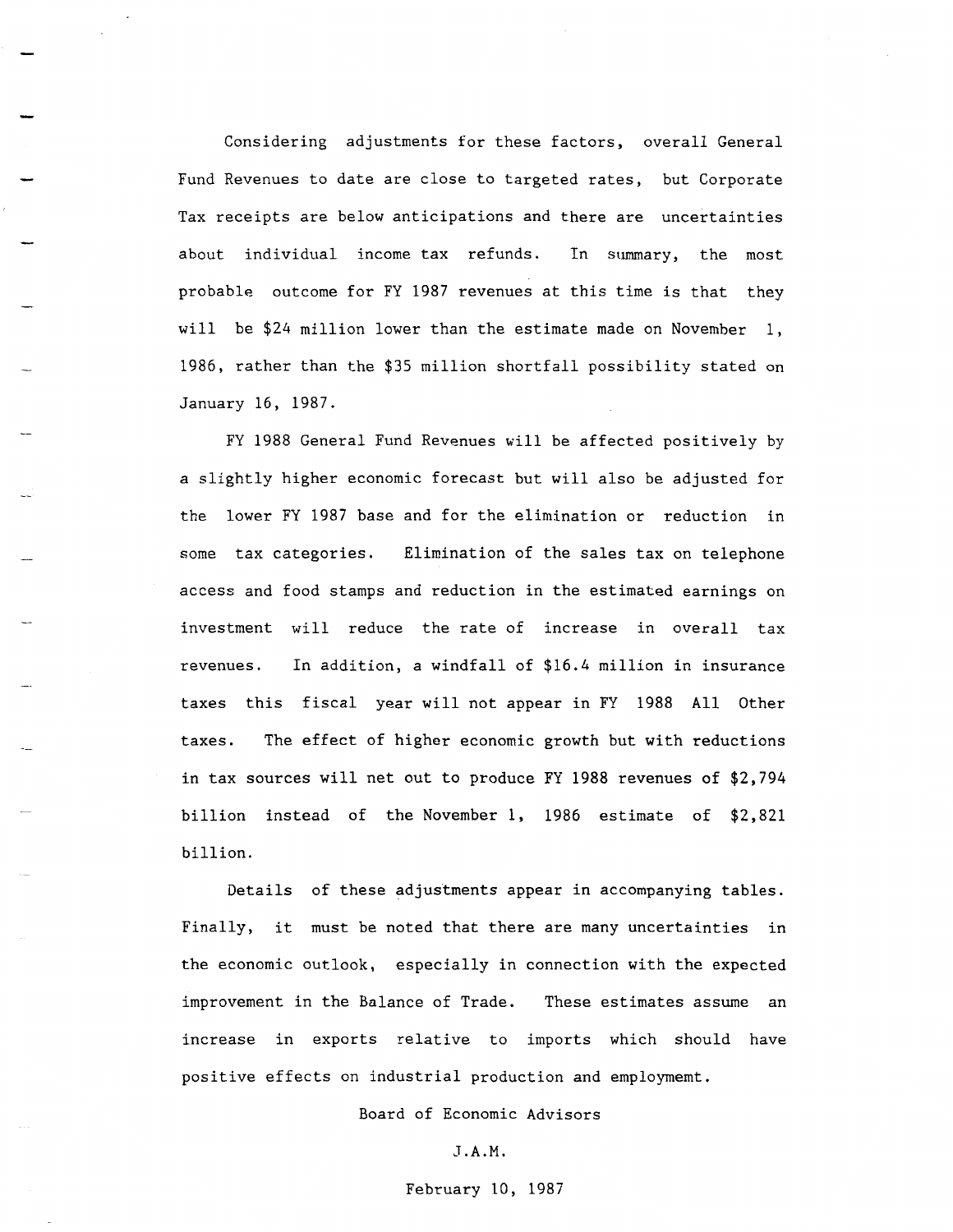Considering adjustments for these factors, overall General Fund Revenues to date are close to targeted rates, but Corporate Tax receipts are below anticipations and there are uncertainties about individual income tax refunds. In summary, the most probable outcome for FY 1987 revenues at this time is that they will be $24 million lower than the estimate made on November 1, 1986, rather than the $35 million shortfall possibility stated on January 16, 1987.

FY 1988 General Fund Revenues will be affected positively by a slightly higher economic forecast but will also be adjusted for the lower FY 1987 base and for the elimination or reduction in some tax categories. Elimination of the sales tax on telephone access and food stamps and reduction in the estimated earnings on investment will reduce the rate of increase in overall tax revenues. In addition, a windfall of $16.4 million in insurance taxes this fiscal year will not appear in FY 1988 All Other taxes. The effect of higher economic growth but with reductions in tax sources will net out to produce FY 1988 revenues of $2,794 billion instead of the November 1, 1986 estimate of $2,821 billion.

Details of these adjustments appear in accompanying tables. Finally, it must be noted that there are many uncertainties in the economic outlook, especially in connection with the expected improvement in the Balance of Trade. These estimates assume an increase in exports relative to imports which should have positive effects on industrial production and employmemt.

Board of Economic Advisors

J.A.M.

February 10, 1987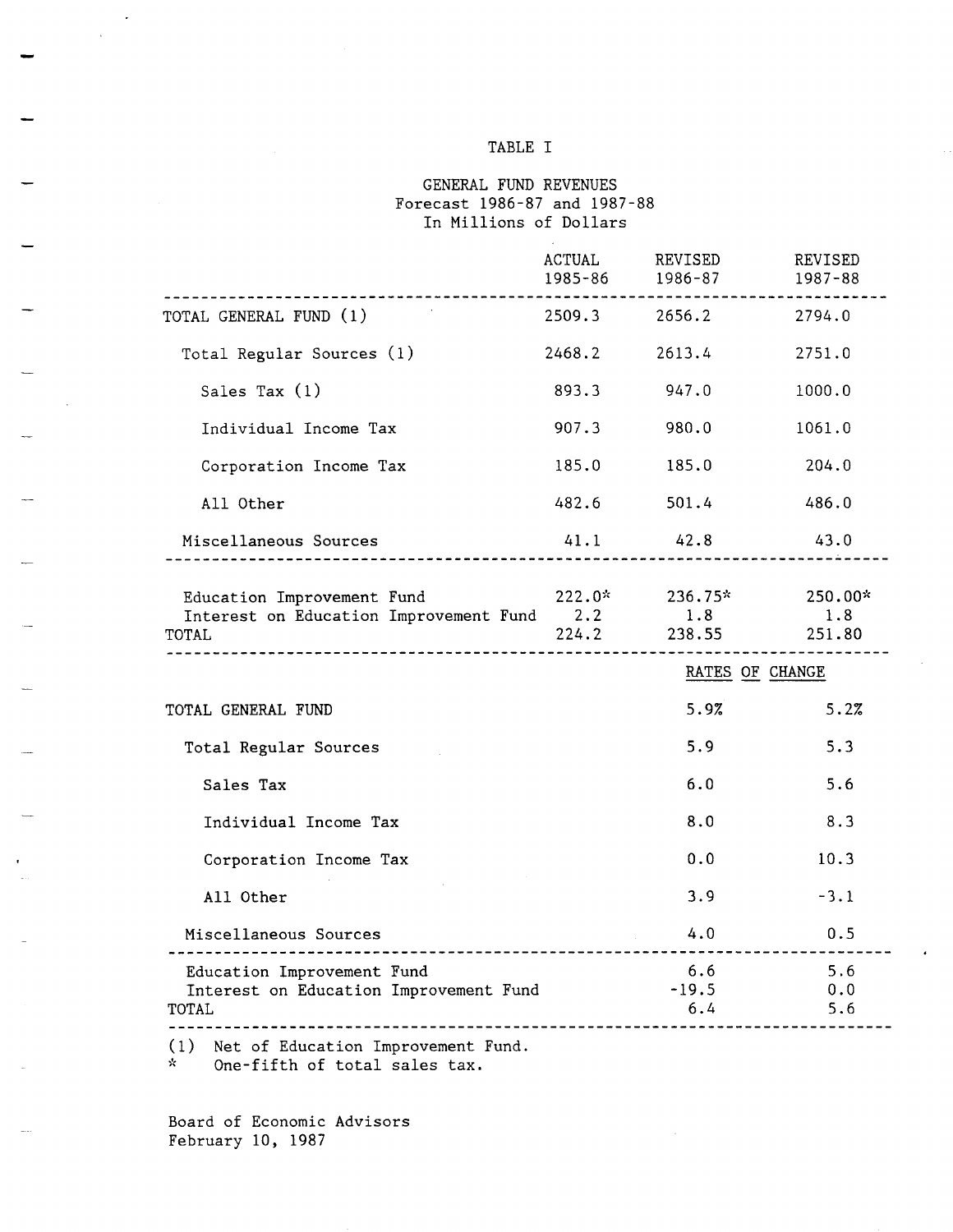TABLE I

GENERAL FUND REVENUES
Forecast 1986-87 and 1987-88
In Millions of Dollars

| | ACTUAL 1985-86 | REVISED 1986-87 | REVISED 1987-88 |
|---|---|---|---|
| TOTAL GENERAL FUND (1) | 2509.3 | 2656.2 | 2794.0 |
| Total Regular Sources (1) | 2468.2 | 2613.4 | 2751.0 |
| Sales Tax (1) | 893.3 | 947.0 | 1000.0 |
| Individual Income Tax | 907.3 | 980.0 | 1061.0 |
| Corporation Income Tax | 185.0 | 185.0 | 204.0 |
| All Other | 482.6 | 501.4 | 486.0 |
| Miscellaneous Sources | 41.1 | 42.8 | 43.0 |
| Education Improvement Fund | 222.0* | 236.75* | 250.00* |
| Interest on Education Improvement Fund | 2.2 | 1.8 | 1.8 |
| TOTAL | 224.2 | 238.55 | 251.80 |

| | RATES OF CHANGE | |
|---|---|---|
| TOTAL GENERAL FUND | 5.9% | 5.2% |
| Total Regular Sources | 5.9 | 5.3 |
| Sales Tax | 6.0 | 5.6 |
| Individual Income Tax | 8.0 | 8.3 |
| Corporation Income Tax | 0.0 | 10.3 |
| All Other | 3.9 | -3.1 |
| Miscellaneous Sources | 4.0 | 0.5 |
| Education Improvement Fund | 6.6 | 5.6 |
| Interest on Education Improvement Fund | -19.5 | 0.0 |
| TOTAL | 6.4 | 5.6 |

(1) Net of Education Improvement Fund.
\* One-fifth of total sales tax.

Board of Economic Advisors
February 10, 1987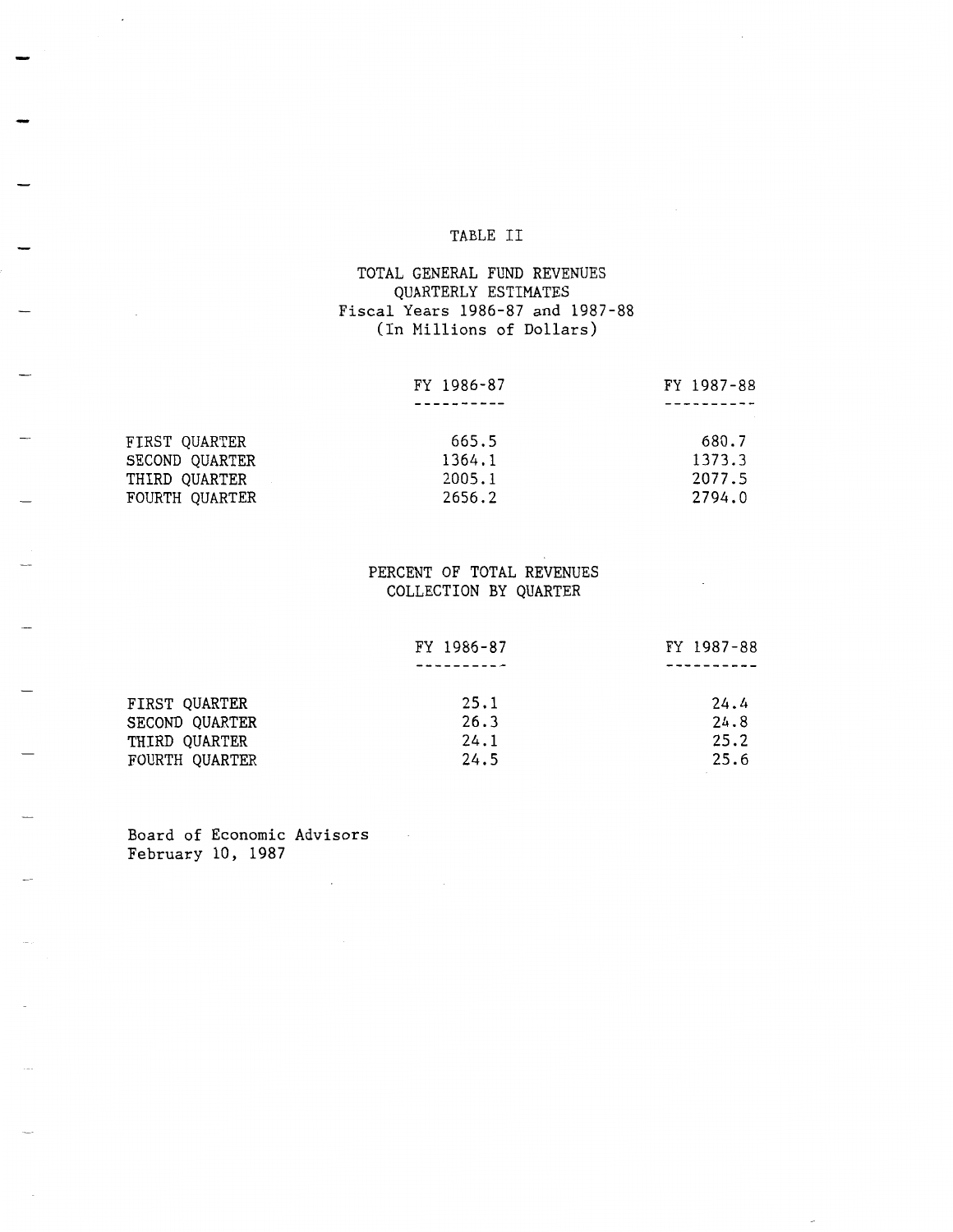## TABLE II

### TOTAL GENERAL FUND REVENUES
### QUARTERLY ESTIMATES
### Fiscal Years 1986-87 and 1987-88
### (In Millions of Dollars)

| | FY 1986-87 | FY 1987-88 |
|---|---|---|
| FIRST QUARTER | 665.5 | 680.7 |
| SECOND QUARTER | 1364.1 | 1373.3 |
| THIRD QUARTER | 2005.1 | 2077.5 |
| FOURTH QUARTER | 2656.2 | 2794.0 |

### PERCENT OF TOTAL REVENUES
### COLLECTION BY QUARTER

| | FY 1986-87 | FY 1987-88 |
|---|---|---|
| FIRST QUARTER | 25.1 | 24.4 |
| SECOND QUARTER | 26.3 | 24.8 |
| THIRD QUARTER | 24.1 | 25.2 |
| FOURTH QUARTER | 24.5 | 25.6 |

Board of Economic Advisors
February 10, 1987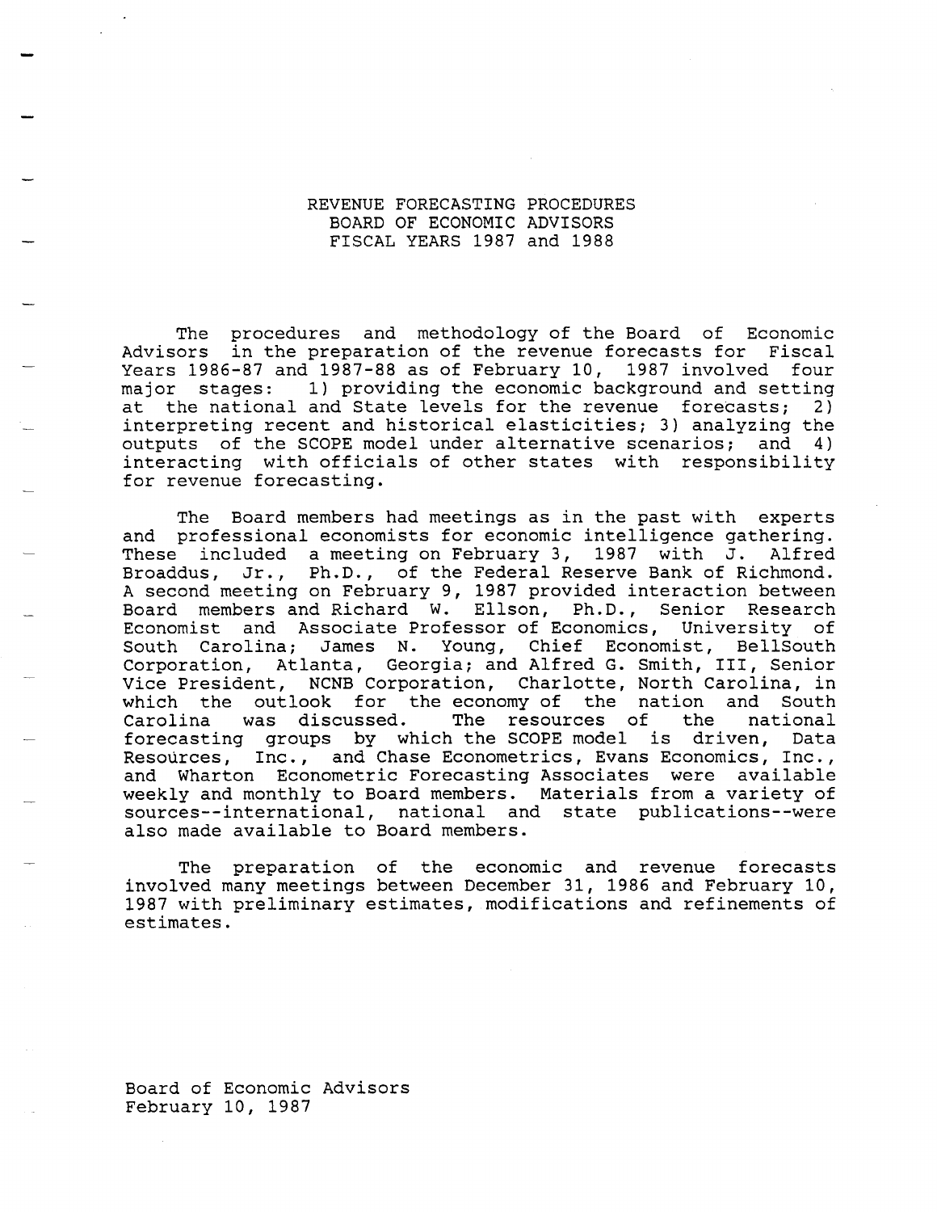# REVENUE FORECASTING PROCEDURES
## BOARD OF ECONOMIC ADVISORS
## FISCAL YEARS 1987 and 1988

The procedures and methodology of the Board of Economic Advisors in the preparation of the revenue forecasts for Fiscal Years 1986-87 and 1987-88 as of February 10, 1987 involved four major stages: 1) providing the economic background and setting at the national and State levels for the revenue forecasts; 2) interpreting recent and historical elasticities; 3) analyzing the outputs of the SCOPE model under alternative scenarios; and 4) interacting with officials of other states with responsibility for revenue forecasting.

The Board members had meetings as in the past with experts and professional economists for economic intelligence gathering. These included a meeting on February 3, 1987 with J. Alfred Broaddus, Jr., Ph.D., of the Federal Reserve Bank of Richmond. A second meeting on February 9, 1987 provided interaction between Board members and Richard W. Ellson, Ph.D., Senior Research Economist and Associate Professor of Economics, University of South Carolina; James N. Young, Chief Economist, BellSouth Corporation, Atlanta, Georgia; and Alfred G. Smith, III, Senior Vice President, NCNB Corporation, Charlotte, North Carolina, in which the outlook for the economy of the nation and South Carolina was discussed. The resources of the national forecasting groups by which the SCOPE model is driven, Data Resources, Inc., and Chase Econometrics, Evans Economics, Inc., and Wharton Econometric Forecasting Associates were available weekly and monthly to Board members. Materials from a variety of sources--international, national and state publications--were also made available to Board members.

The preparation of the economic and revenue forecasts involved many meetings between December 31, 1986 and February 10, 1987 with preliminary estimates, modifications and refinements of estimates.

Board of Economic Advisors
February 10, 1987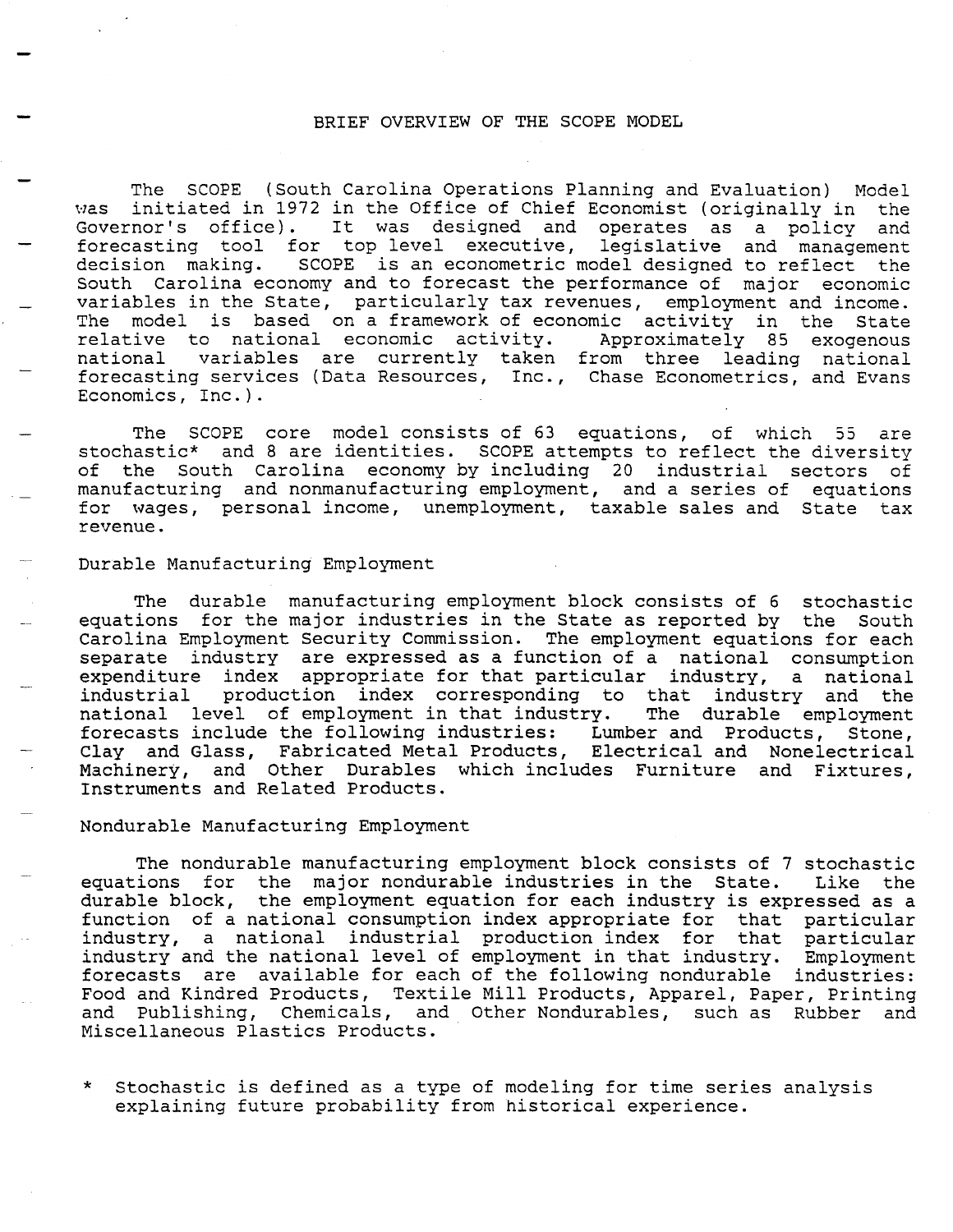## BRIEF OVERVIEW OF THE SCOPE MODEL

The SCOPE (South Carolina Operations Planning and Evaluation) Model was initiated in 1972 in the Office of Chief Economist (originally in the Governor's office). It was designed and operates as a policy and forecasting tool for top level executive, legislative and management decision making. SCOPE is an econometric model designed to reflect the South Carolina economy and to forecast the performance of major economic variables in the State, particularly tax revenues, employment and income. The model is based on a framework of economic activity in the State relative to national economic activity. Approximately 85 exogenous national variables are currently taken from three leading national forecasting services (Data Resources, Inc., Chase Econometrics, and Evans Economics, Inc.).

The SCOPE core model consists of 63 equations, of which 55 are stochastic* and 8 are identities. SCOPE attempts to reflect the diversity of the South Carolina economy by including 20 industrial sectors of manufacturing and nonmanufacturing employment, and a series of equations for wages, personal income, unemployment, taxable sales and State tax revenue.

### Durable Manufacturing Employment

The durable manufacturing employment block consists of 6 stochastic equations for the major industries in the State as reported by the South Carolina Employment Security Commission. The employment equations for each separate industry are expressed as a function of a national consumption expenditure index appropriate for that particular industry, a national industrial production index corresponding to that industry and the national level of employment in that industry. The durable employment forecasts include the following industries: Lumber and Products, Stone, Clay and Glass, Fabricated Metal Products, Electrical and Nonelectrical Machinery, and Other Durables which includes Furniture and Fixtures, Instruments and Related Products.

### Nondurable Manufacturing Employment

The nondurable manufacturing employment block consists of 7 stochastic equations for the major nondurable industries in the State. Like the durable block, the employment equation for each industry is expressed as a function of a national consumption index appropriate for that particular industry, a national industrial production index for that particular industry and the national level of employment in that industry. Employment forecasts are available for each of the following nondurable industries: Food and Kindred Products, Textile Mill Products, Apparel, Paper, Printing and Publishing, Chemicals, and Other Nondurables, such as Rubber and Miscellaneous Plastics Products.

* Stochastic is defined as a type of modeling for time series analysis explaining future probability from historical experience.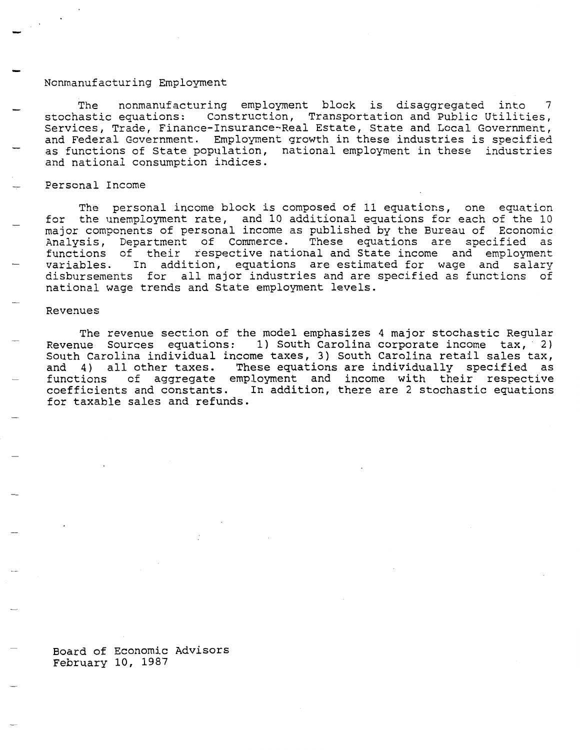### Nonmanufacturing Employment

The nonmanufacturing employment block is disaggregated into 7 stochastic equations: Construction, Transportation and Public Utilities, Services, Trade, Finance-Insurance-Real Estate, State and Local Government, and Federal Government. Employment growth in these industries is specified as functions of State population, national employment in these industries and national consumption indices.

### Personal Income

The personal income block is composed of 11 equations, one equation for the unemployment rate, and 10 additional equations for each of the 10 major components of personal income as published by the Bureau of Economic Analysis, Department of Commerce. These equations are specified as functions of their respective national and State income and employment variables. In addition, equations are estimated for wage and salary disbursements for all major industries and are specified as functions of national wage trends and State employment levels.

### Revenues

The revenue section of the model emphasizes 4 major stochastic Regular Revenue Sources equations: 1) South Carolina corporate income tax, 2) South Carolina individual income taxes, 3) South Carolina retail sales tax, and 4) all other taxes. These equations are individually specified as functions of aggregate employment and income with their respective coefficients and constants. In addition, there are 2 stochastic equations for taxable sales and refunds.

Board of Economic Advisors
February 10, 1987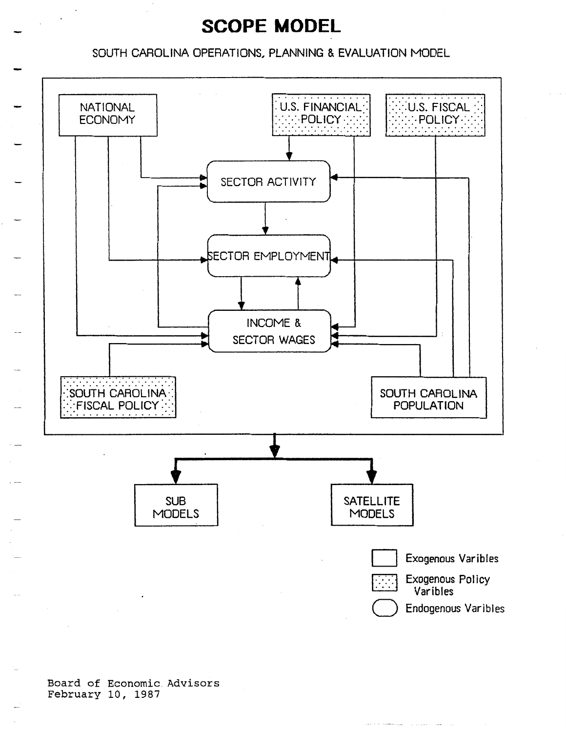# SCOPE MODEL

SOUTH CAROLINA OPERATIONS, PLANNING & EVALUATION MODEL

NATIONAL ECONOMY

U.S. FINANCIAL POLICY

U.S. FISCAL POLICY

SECTOR ACTIVITY

SECTOR EMPLOYMENT

INCOME & SECTOR WAGES

SOUTH CAROLINA FISCAL POLICY

SOUTH CAROLINA POPULATION

SUB MODELS

SATELLITE MODELS

Exogenous Varibles

Exogenous Policy Varibles

Endogenous Varibles

Board of Economic Advisors
February 10, 1987